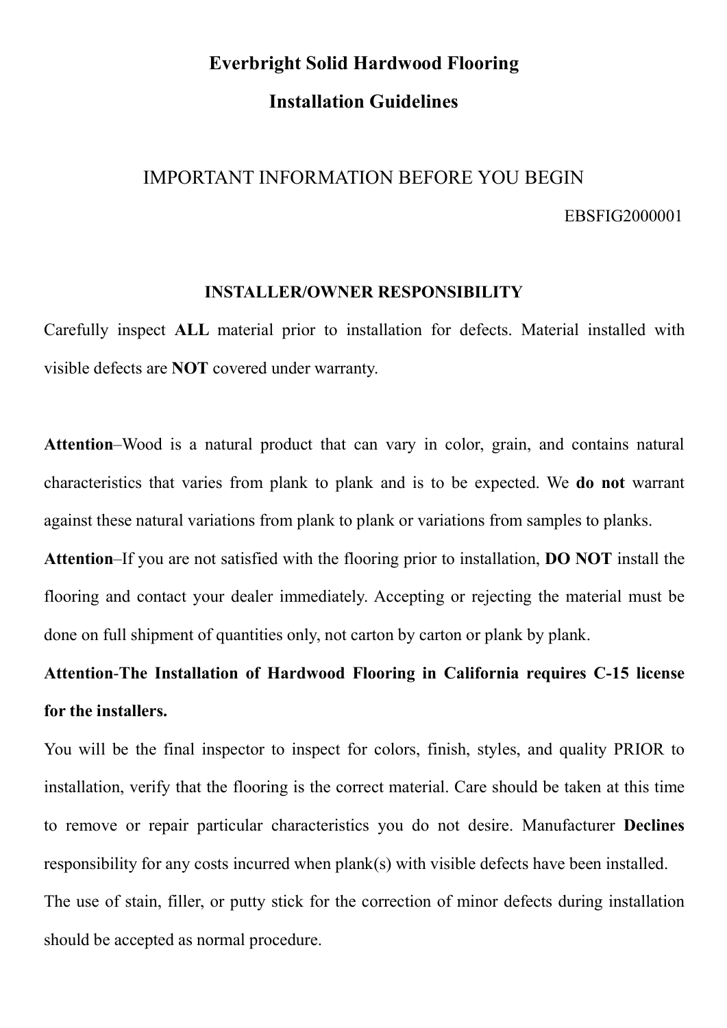# Everbright Solid Hardwood Flooring

# Installation Guidelines

## IMPORTANT INFORMATION BEFORE YOU BEGIN

EBSFIG2000001

### INSTALLER/OWNER RESPONSIBILITY

Carefully inspect **ALL** material prior to installation for defects. Material installed with visible defects are **NOT** covered under warranty.

**Attention**–Wood is a natural product that can vary in color, grain, and contains natural characteristics that varies from plank to plank and is to be expected. We **do not** warrant against these natural variations from plank to plank or variations from samples to planks.

**Attention**–If you are not satisfied with the flooring prior to installation, **DO NOT** install the flooring and contact your dealer immediately. Accepting or rejecting the material must be done on full shipment of quantities only, not carton by carton or plank by plank.

**Attention-The Installation of Hardwood Flooring in California requires C-15 license for the installers.**

You will be the final inspector to inspect for colors, finish, styles, and quality PRIOR to installation, verify that the flooring is the correct material. Care should be taken at this time to remove or repair particular characteristics you do not desire. Manufacturer **Declines** responsibility for any costs incurred when plank(s) with visible defects have been installed.

The use of stain, filler, or putty stick for the correction of minor defects during installation should be accepted as normal procedure.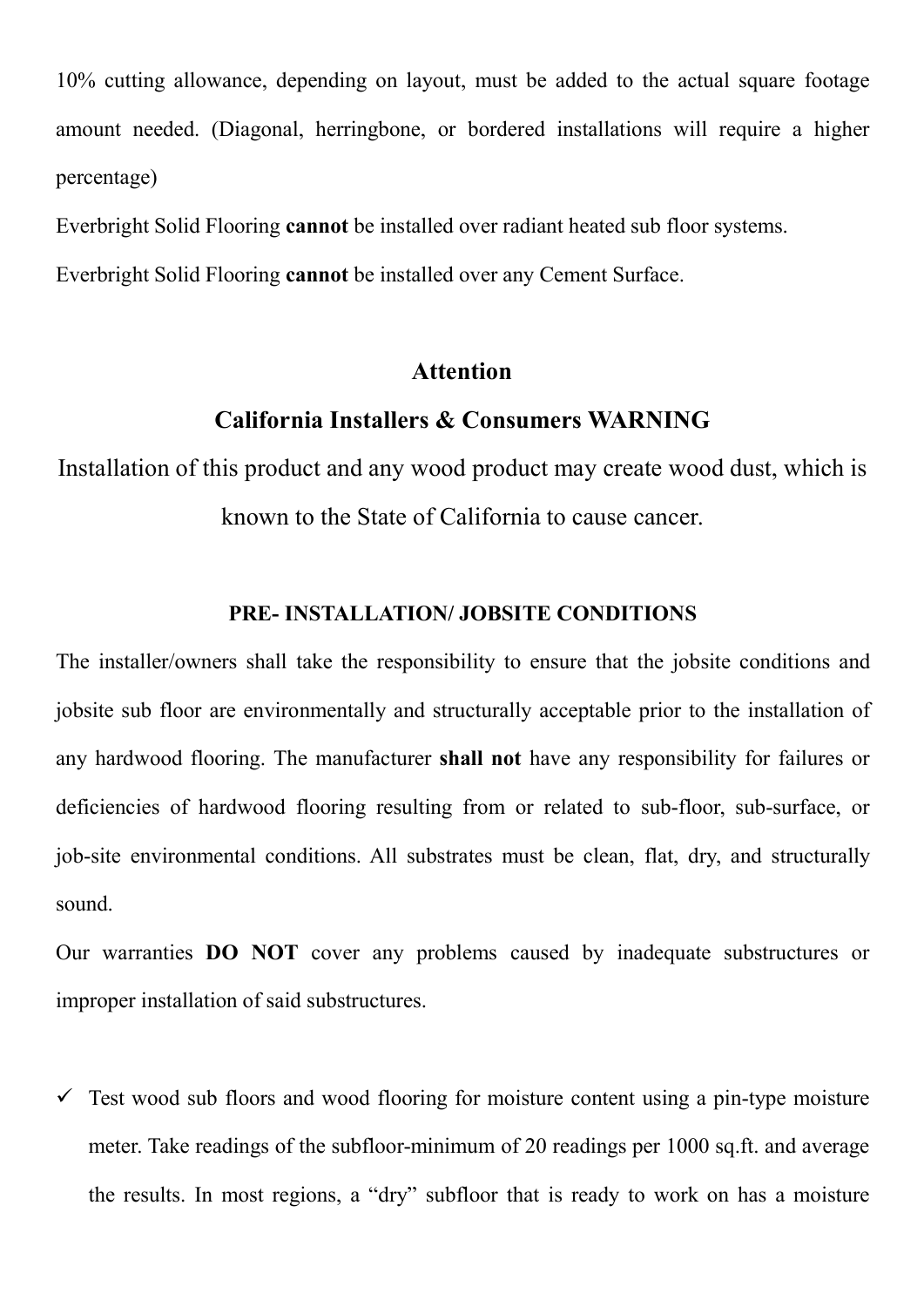10% cutting allowance, depending on layout, must be added to the actual square footage amount needed. (Diagonal, herringbone, or bordered installations will require a higher percentage)

Everbright Solid Flooring **cannot** be installed over radiant heated sub floor systems.

Everbright Solid Flooring **cannot** be installed over any Cement Surface.

## Attention

## California Installers & Consumers WARNING

Installation of this product and any wood product may create wood dust, which is known to the State of California to cause cancer.

### PRE- INSTALLATION/ JOBSITE CONDITIONS

The installer/owners shall take the responsibility to ensure that the jobsite conditions and jobsite sub floor are environmentally and structurally acceptable prior to the installation of any hardwood flooring. The manufacturer **shall not** have any responsibility for failures or deficiencies of hardwood flooring resulting from or related to sub-floor, sub-surface, or job-site environmental conditions. All substrates must be clean, flat, dry, and structurally sound.

Our warranties **DO NOT** cover any problems caused by inadequate substructures or improper installation of said substructures.

- ✓ Test wood sub floors and wood flooring for moisture content using a pin-type moisture meter. Take readings of the subfloor-minimum of 20 readings per 1000 sq.ft. and average the results. In most regions, a “dry” subfloor that is ready to work on has a moisture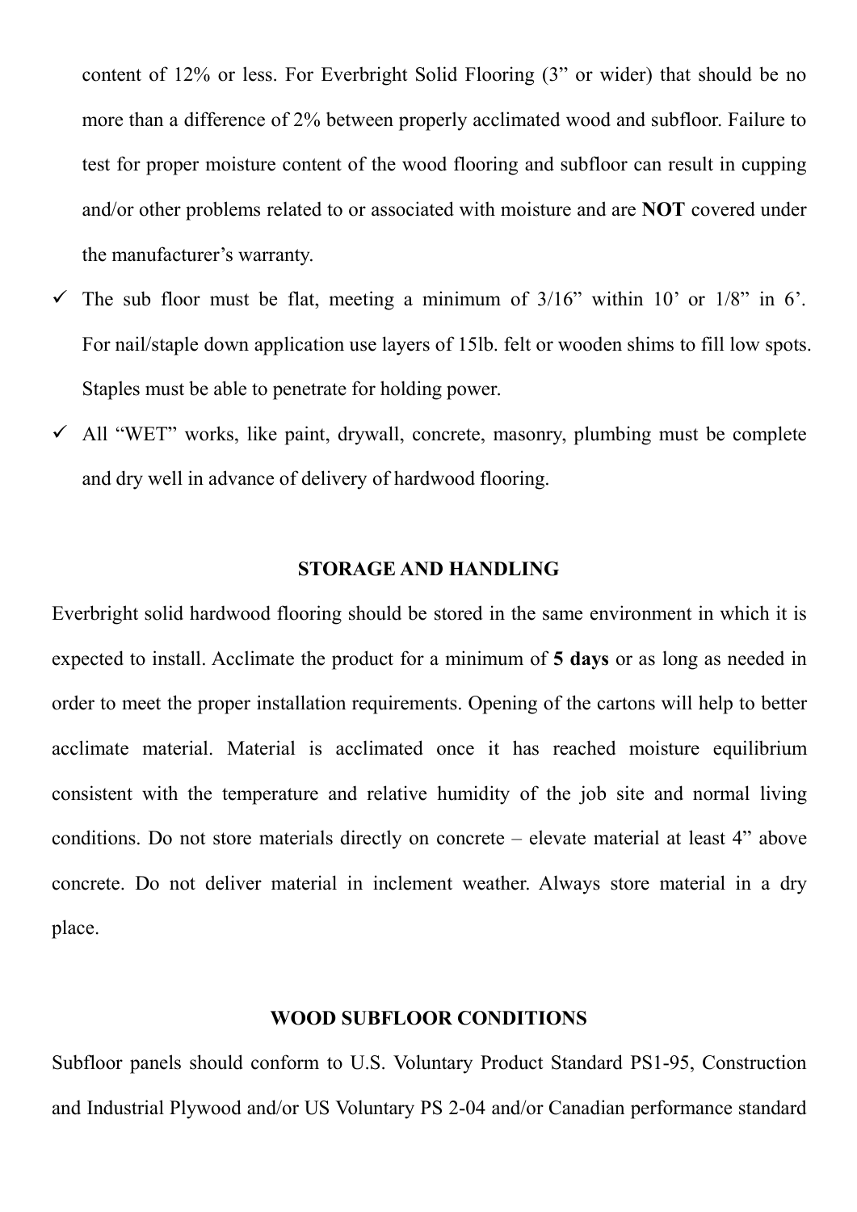content of 12% or less. For Everbright Solid Flooring (3” or wider) that should be no more than a difference of 2% between properly acclimated wood and subfloor. Failure to test for proper moisture content of the wood flooring and subfloor can result in cupping and/or other problems related to or associated with moisture and are **NOT** covered under the manufacturer’s warranty.

- ✓ The sub floor must be flat, meeting a minimum of 3/16” within 10’ or 1/8” in 6’. For nail/staple down application use layers of 15lb. felt or wooden shims to fill low spots. Staples must be able to penetrate for holding power.
- ✓ All “WET” works, like paint, drywall, concrete, masonry, plumbing must be complete and dry well in advance of delivery of hardwood flooring.

## STORAGE AND HANDLING

Everbright solid hardwood flooring should be stored in the same environment in which it is expected to install. Acclimate the product for a minimum of **5 days** or as long as needed in order to meet the proper installation requirements. Opening of the cartons will help to better acclimate material. Material is acclimated once it has reached moisture equilibrium consistent with the temperature and relative humidity of the job site and normal living conditions. Do not store materials directly on concrete – elevate material at least 4” above concrete. Do not deliver material in inclement weather. Always store material in a dry place.

## WOOD SUBFLOOR CONDITIONS

Subfloor panels should conform to U.S. Voluntary Product Standard PS1-95, Construction and Industrial Plywood and/or US Voluntary PS 2-04 and/or Canadian performance standard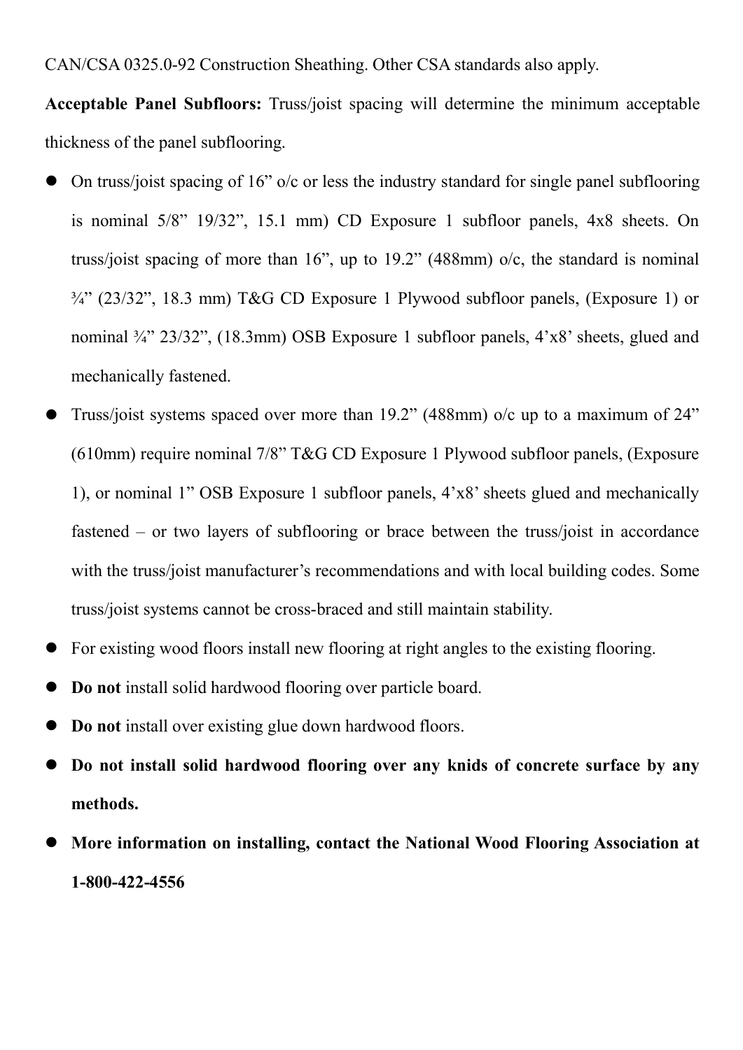CAN/CSA 0325.0-92 Construction Sheathing. Other CSA standards also apply.

**Acceptable Panel Subfloors:** Truss/joist spacing will determine the minimum acceptable thickness of the panel subflooring.

- On truss/joist spacing of 16" o/c or less the industry standard for single panel subflooring is nominal 5/8" 19/32", 15.1 mm) CD Exposure 1 subfloor panels, 4x8 sheets. On truss/joist spacing of more than 16", up to 19.2" (488mm) o/c, the standard is nominal ¾" (23/32", 18.3 mm) T&G CD Exposure 1 Plywood subfloor panels, (Exposure 1) or nominal ¾" 23/32", (18.3mm) OSB Exposure 1 subfloor panels, 4'x8' sheets, glued and mechanically fastened.
- Truss/joist systems spaced over more than 19.2" (488mm) o/c up to a maximum of 24" (610mm) require nominal 7/8" T&G CD Exposure 1 Plywood subfloor panels, (Exposure 1), or nominal 1" OSB Exposure 1 subfloor panels, 4'x8' sheets glued and mechanically fastened – or two layers of subflooring or brace between the truss/joist in accordance with the truss/joist manufacturer's recommendations and with local building codes. Some truss/joist systems cannot be cross-braced and still maintain stability.
- For existing wood floors install new flooring at right angles to the existing flooring.
- **Do not** install solid hardwood flooring over particle board.
- **Do not** install over existing glue down hardwood floors.
- **Do not install solid hardwood flooring over any knids of concrete surface by any methods.**
- **More information on installing, contact the National Wood Flooring Association at 1-800-422-4556**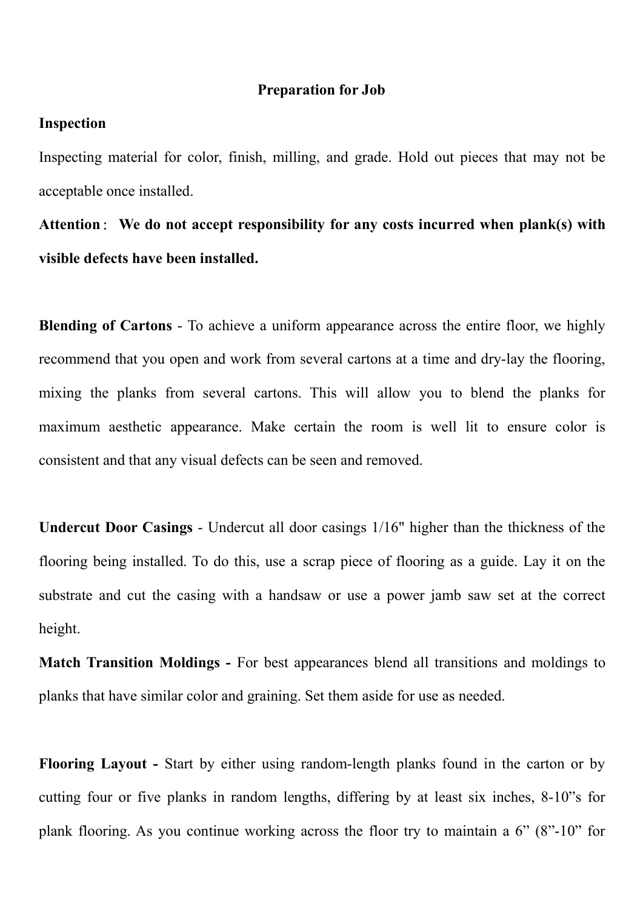## Preparation for Job

**Inspection**

Inspecting material for color, finish, milling, and grade. Hold out pieces that may not be acceptable once installed.

**Attention**： **We do not accept responsibility for any costs incurred when plank(s) with visible defects have been installed.**

**Blending of Cartons** - To achieve a uniform appearance across the entire floor, we highly recommend that you open and work from several cartons at a time and dry-lay the flooring, mixing the planks from several cartons. This will allow you to blend the planks for maximum aesthetic appearance. Make certain the room is well lit to ensure color is consistent and that any visual defects can be seen and removed.

**Undercut Door Casings** - Undercut all door casings 1/16" higher than the thickness of the flooring being installed. To do this, use a scrap piece of flooring as a guide. Lay it on the substrate and cut the casing with a handsaw or use a power jamb saw set at the correct height.

**Match Transition Moldings -** For best appearances blend all transitions and moldings to planks that have similar color and graining. Set them aside for use as needed.

**Flooring Layout -** Start by either using random-length planks found in the carton or by cutting four or five planks in random lengths, differing by at least six inches, 8-10"s for plank flooring. As you continue working across the floor try to maintain a 6" (8"-10" for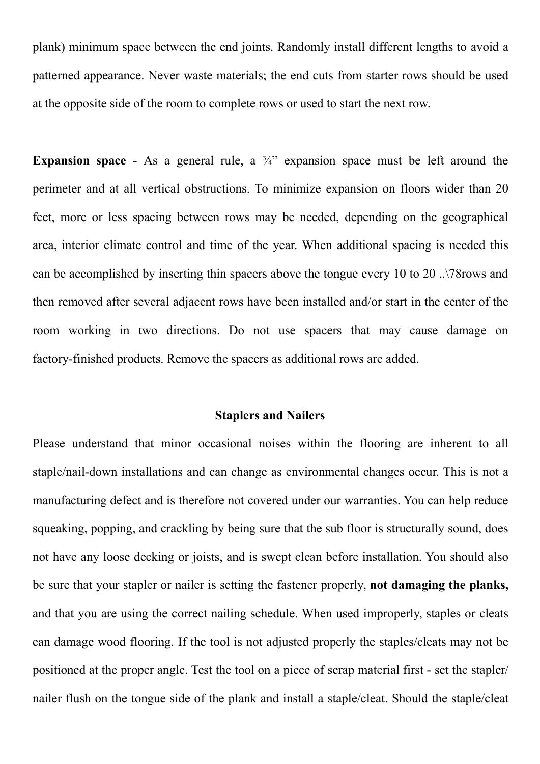plank) minimum space between the end joints. Randomly install different lengths to avoid a patterned appearance. Never waste materials; the end cuts from starter rows should be used at the opposite side of the room to complete rows or used to start the next row.

**Expansion space -** As a general rule, a ¾" expansion space must be left around the perimeter and at all vertical obstructions. To minimize expansion on floors wider than 20 feet, more or less spacing between rows may be needed, depending on the geographical area, interior climate control and time of the year. When additional spacing is needed this can be accomplished by inserting thin spacers above the tongue every 10 to 20 ..\78rows and then removed after several adjacent rows have been installed and/or start in the center of the room working in two directions. Do not use spacers that may cause damage on factory-finished products. Remove the spacers as additional rows are added.

## Staplers and Nailers

Please understand that minor occasional noises within the flooring are inherent to all staple/nail-down installations and can change as environmental changes occur. This is not a manufacturing defect and is therefore not covered under our warranties. You can help reduce squeaking, popping, and crackling by being sure that the sub floor is structurally sound, does not have any loose decking or joists, and is swept clean before installation. You should also be sure that your stapler or nailer is setting the fastener properly, **not damaging the planks,** and that you are using the correct nailing schedule. When used improperly, staples or cleats can damage wood flooring. If the tool is not adjusted properly the staples/cleats may not be positioned at the proper angle. Test the tool on a piece of scrap material first - set the stapler/ nailer flush on the tongue side of the plank and install a staple/cleat. Should the staple/cleat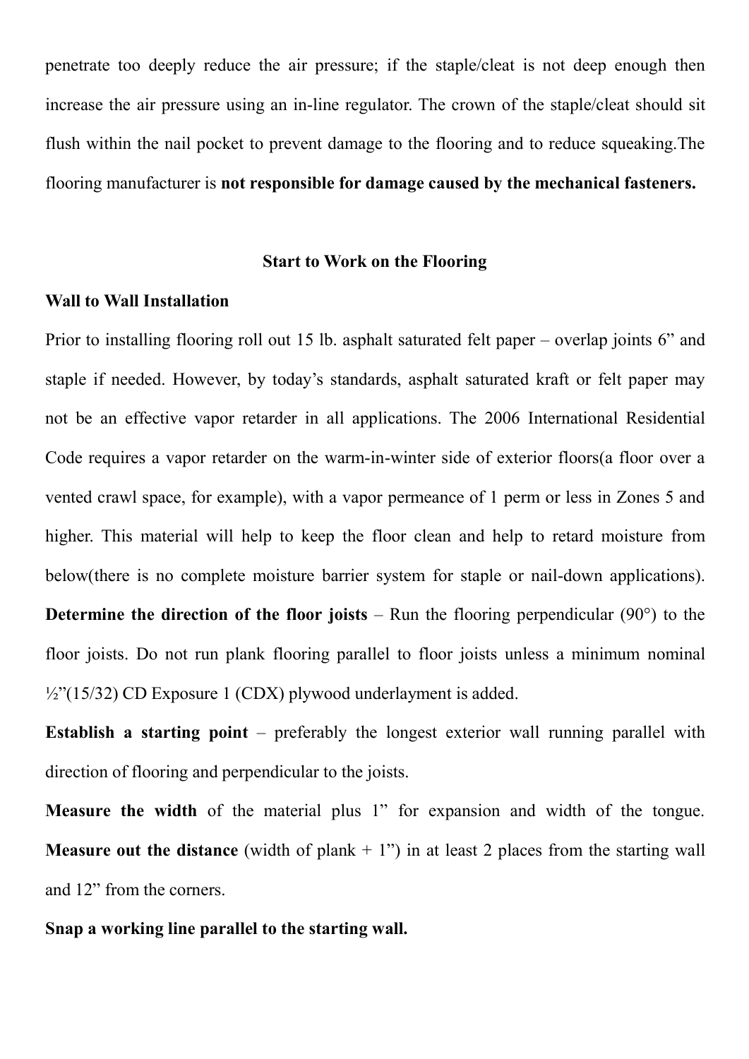penetrate too deeply reduce the air pressure; if the staple/cleat is not deep enough then increase the air pressure using an in-line regulator. The crown of the staple/cleat should sit flush within the nail pocket to prevent damage to the flooring and to reduce squeaking.The flooring manufacturer is **not responsible for damage caused by the mechanical fasteners.**

## Start to Work on the Flooring

### Wall to Wall Installation

Prior to installing flooring roll out 15 lb. asphalt saturated felt paper – overlap joints 6" and staple if needed. However, by today's standards, asphalt saturated kraft or felt paper may not be an effective vapor retarder in all applications. The 2006 International Residential Code requires a vapor retarder on the warm-in-winter side of exterior floors(a floor over a vented crawl space, for example), with a vapor permeance of 1 perm or less in Zones 5 and higher. This material will help to keep the floor clean and help to retard moisture from below(there is no complete moisture barrier system for staple or nail-down applications). **Determine the direction of the floor joists** – Run the flooring perpendicular (90°) to the floor joists. Do not run plank flooring parallel to floor joists unless a minimum nominal ½"(15/32) CD Exposure 1 (CDX) plywood underlayment is added.

**Establish a starting point** – preferably the longest exterior wall running parallel with direction of flooring and perpendicular to the joists.

**Measure the width** of the material plus 1" for expansion and width of the tongue. **Measure out the distance** (width of plank + 1") in at least 2 places from the starting wall and 12" from the corners.

**Snap a working line parallel to the starting wall.**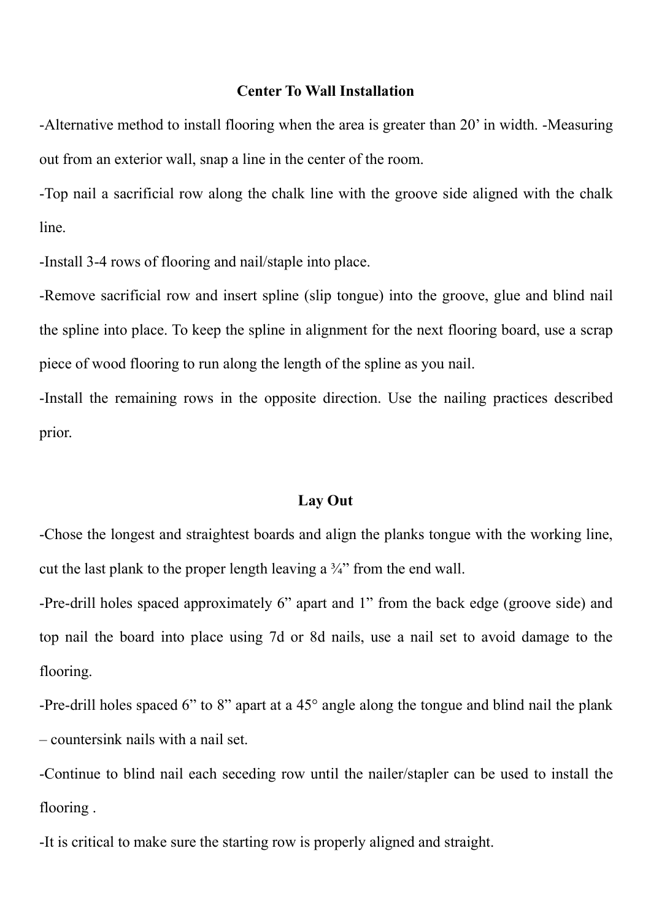## Center To Wall Installation

-Alternative method to install flooring when the area is greater than 20' in width. -Measuring out from an exterior wall, snap a line in the center of the room.

-Top nail a sacrificial row along the chalk line with the groove side aligned with the chalk line.

-Install 3-4 rows of flooring and nail/staple into place.

-Remove sacrificial row and insert spline (slip tongue) into the groove, glue and blind nail the spline into place. To keep the spline in alignment for the next flooring board, use a scrap piece of wood flooring to run along the length of the spline as you nail.

-Install the remaining rows in the opposite direction. Use the nailing practices described prior.

## Lay Out

-Chose the longest and straightest boards and align the planks tongue with the working line, cut the last plank to the proper length leaving a ¾" from the end wall.

-Pre-drill holes spaced approximately 6" apart and 1" from the back edge (groove side) and top nail the board into place using 7d or 8d nails, use a nail set to avoid damage to the flooring.

-Pre-drill holes spaced 6" to 8" apart at a 45° angle along the tongue and blind nail the plank – countersink nails with a nail set.

-Continue to blind nail each seceding row until the nailer/stapler can be used to install the flooring .

-It is critical to make sure the starting row is properly aligned and straight.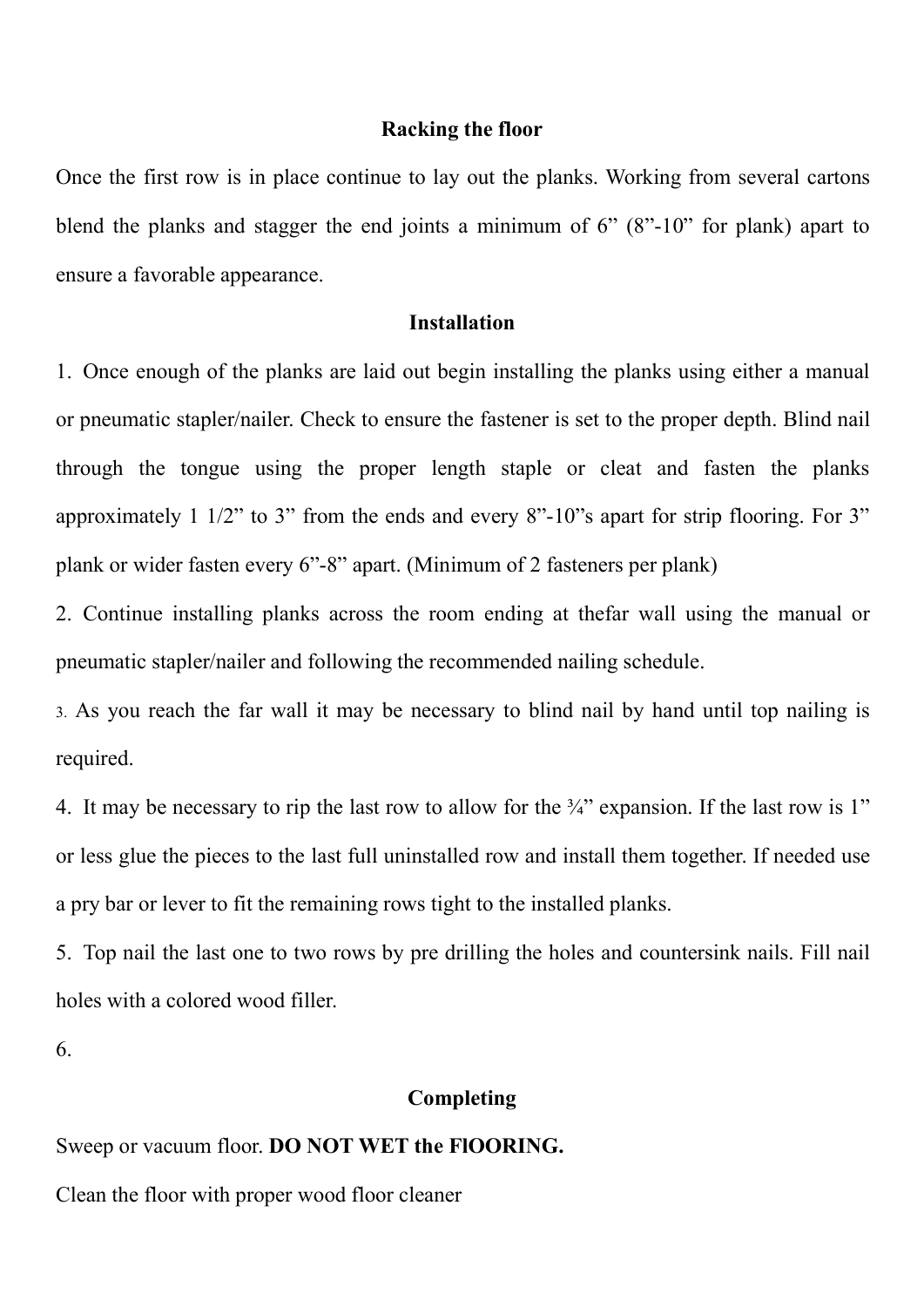## Racking the floor

Once the first row is in place continue to lay out the planks. Working from several cartons blend the planks and stagger the end joints a minimum of 6” (8”-10” for plank) apart to ensure a favorable appearance.

## Installation

1. Once enough of the planks are laid out begin installing the planks using either a manual or pneumatic stapler/nailer. Check to ensure the fastener is set to the proper depth. Blind nail through the tongue using the proper length staple or cleat and fasten the planks approximately 1 1/2” to 3” from the ends and every 8”-10”s apart for strip flooring. For 3” plank or wider fasten every 6”-8” apart. (Minimum of 2 fasteners per plank)
2. Continue installing planks across the room ending at thefar wall using the manual or pneumatic stapler/nailer and following the recommended nailing schedule.
3. As you reach the far wall it may be necessary to blind nail by hand until top nailing is required.
4. It may be necessary to rip the last row to allow for the ¾” expansion. If the last row is 1” or less glue the pieces to the last full uninstalled row and install them together. If needed use a pry bar or lever to fit the remaining rows tight to the installed planks.
5. Top nail the last one to two rows by pre drilling the holes and countersink nails. Fill nail holes with a colored wood filler.
6.

## Completing

Sweep or vacuum floor. **DO NOT WET the FlOORING.**

Clean the floor with proper wood floor cleaner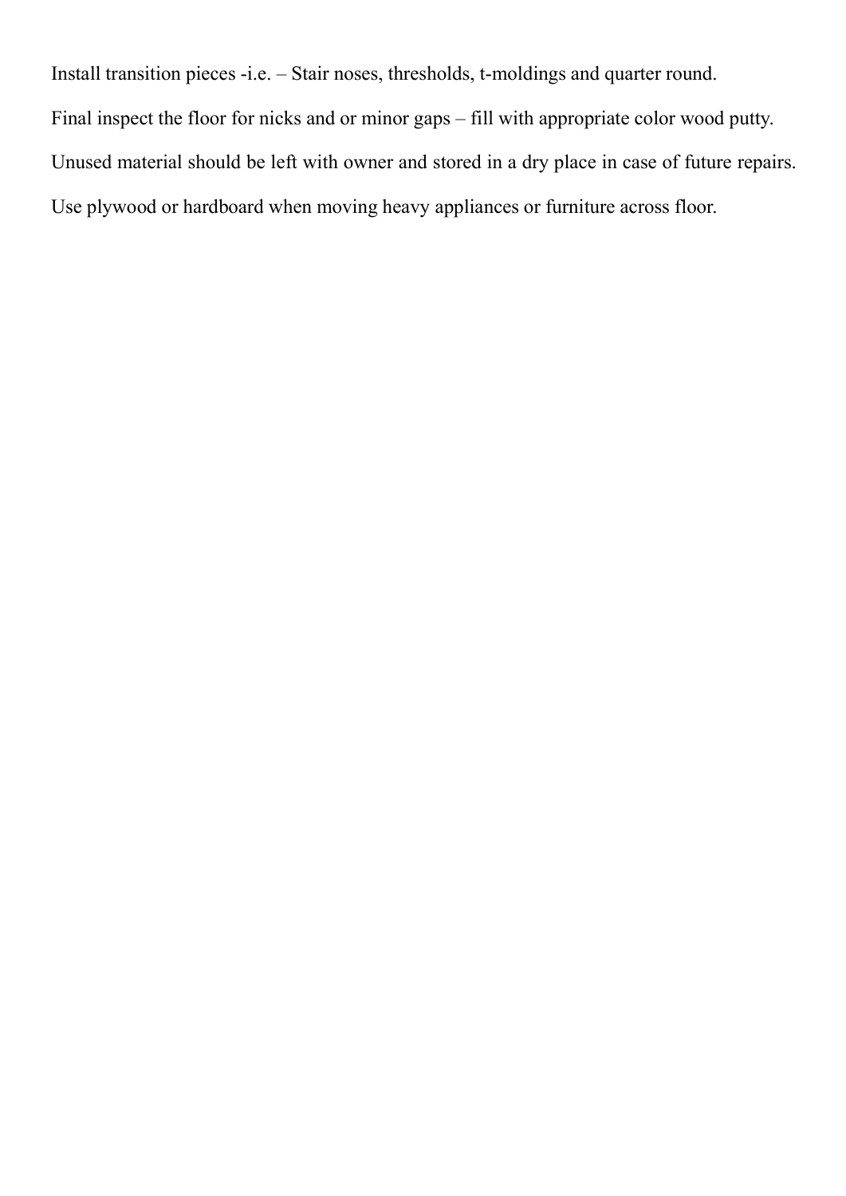Install transition pieces -i.e. – Stair noses, thresholds, t-moldings and quarter round.

Final inspect the floor for nicks and or minor gaps – fill with appropriate color wood putty.

Unused material should be left with owner and stored in a dry place in case of future repairs.

Use plywood or hardboard when moving heavy appliances or furniture across floor.